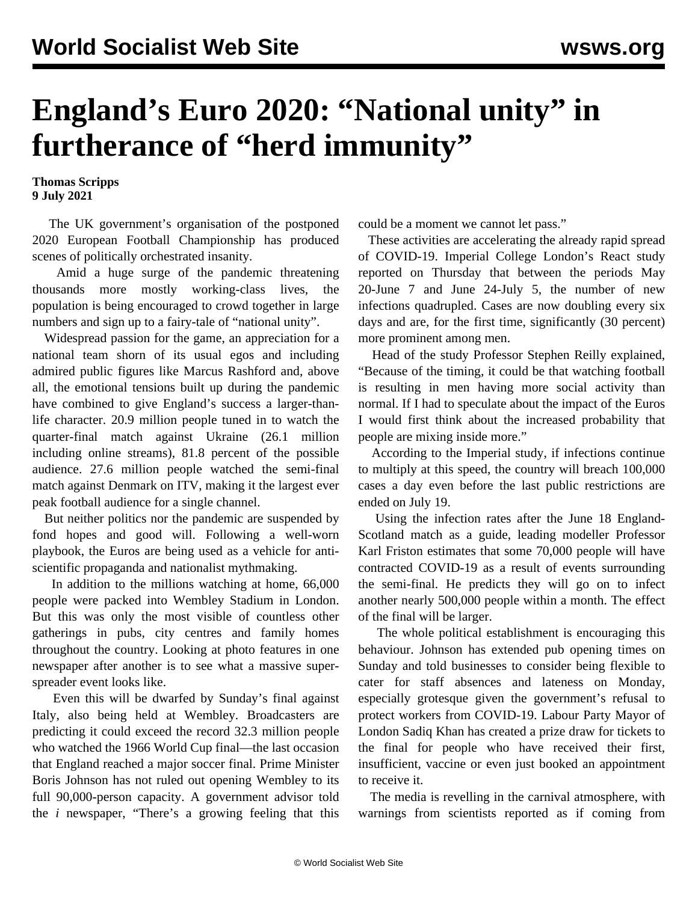# England's Euro 2020: "National unity" in furtherance of "herd immunity"

**Thomas Scripps**
**9 July 2021**

The UK government's organisation of the postponed 2020 European Football Championship has produced scenes of politically orchestrated insanity.

Amid a huge surge of the pandemic threatening thousands more mostly working-class lives, the population is being encouraged to crowd together in large numbers and sign up to a fairy-tale of "national unity".

Widespread passion for the game, an appreciation for a national team shorn of its usual egos and including admired public figures like Marcus Rashford and, above all, the emotional tensions built up during the pandemic have combined to give England's success a larger-than-life character. 20.9 million people tuned in to watch the quarter-final match against Ukraine (26.1 million including online streams), 81.8 percent of the possible audience. 27.6 million people watched the semi-final match against Denmark on ITV, making it the largest ever peak football audience for a single channel.

But neither politics nor the pandemic are suspended by fond hopes and good will. Following a well-worn playbook, the Euros are being used as a vehicle for anti-scientific propaganda and nationalist mythmaking.

In addition to the millions watching at home, 66,000 people were packed into Wembley Stadium in London. But this was only the most visible of countless other gatherings in pubs, city centres and family homes throughout the country. Looking at photo features in one newspaper after another is to see what a massive super-spreader event looks like.

Even this will be dwarfed by Sunday's final against Italy, also being held at Wembley. Broadcasters are predicting it could exceed the record 32.3 million people who watched the 1966 World Cup final—the last occasion that England reached a major soccer final. Prime Minister Boris Johnson has not ruled out opening Wembley to its full 90,000-person capacity. A government advisor told the *i* newspaper, "There's a growing feeling that this could be a moment we cannot let pass."

These activities are accelerating the already rapid spread of COVID-19. Imperial College London's React study reported on Thursday that between the periods May 20-June 7 and June 24-July 5, the number of new infections quadrupled. Cases are now doubling every six days and are, for the first time, significantly (30 percent) more prominent among men.

Head of the study Professor Stephen Reilly explained, "Because of the timing, it could be that watching football is resulting in men having more social activity than normal. If I had to speculate about the impact of the Euros I would first think about the increased probability that people are mixing inside more."

According to the Imperial study, if infections continue to multiply at this speed, the country will breach 100,000 cases a day even before the last public restrictions are ended on July 19.

Using the infection rates after the June 18 England-Scotland match as a guide, leading modeller Professor Karl Friston estimates that some 70,000 people will have contracted COVID-19 as a result of events surrounding the semi-final. He predicts they will go on to infect another nearly 500,000 people within a month. The effect of the final will be larger.

The whole political establishment is encouraging this behaviour. Johnson has extended pub opening times on Sunday and told businesses to consider being flexible to cater for staff absences and lateness on Monday, especially grotesque given the government's refusal to protect workers from COVID-19. Labour Party Mayor of London Sadiq Khan has created a prize draw for tickets to the final for people who have received their first, insufficient, vaccine or even just booked an appointment to receive it.

The media is revelling in the carnival atmosphere, with warnings from scientists reported as if coming from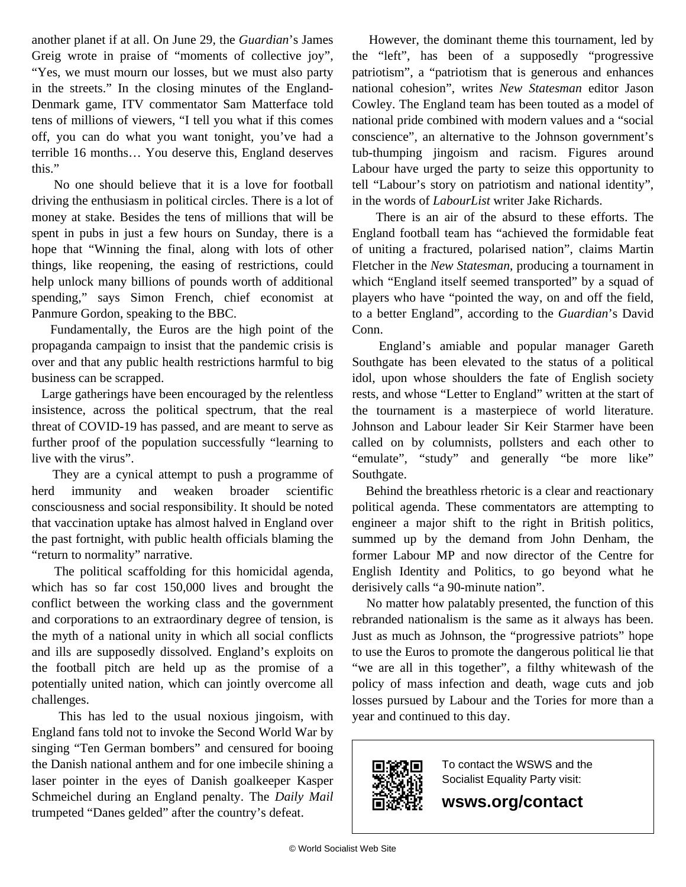another planet if at all. On June 29, the *Guardian*'s James Greig wrote in praise of "moments of collective joy", "Yes, we must mourn our losses, but we must also party in the streets." In the closing minutes of the England-Denmark game, ITV commentator Sam Matterface told tens of millions of viewers, "I tell you what if this comes off, you can do what you want tonight, you've had a terrible 16 months… You deserve this, England deserves this."

No one should believe that it is a love for football driving the enthusiasm in political circles. There is a lot of money at stake. Besides the tens of millions that will be spent in pubs in just a few hours on Sunday, there is a hope that "Winning the final, along with lots of other things, like reopening, the easing of restrictions, could help unlock many billions of pounds worth of additional spending," says Simon French, chief economist at Panmure Gordon, speaking to the BBC.

Fundamentally, the Euros are the high point of the propaganda campaign to insist that the pandemic crisis is over and that any public health restrictions harmful to big business can be scrapped.

Large gatherings have been encouraged by the relentless insistence, across the political spectrum, that the real threat of COVID-19 has passed, and are meant to serve as further proof of the population successfully "learning to live with the virus".

They are a cynical attempt to push a programme of herd immunity and weaken broader scientific consciousness and social responsibility. It should be noted that vaccination uptake has almost halved in England over the past fortnight, with public health officials blaming the "return to normality" narrative.

The political scaffolding for this homicidal agenda, which has so far cost 150,000 lives and brought the conflict between the working class and the government and corporations to an extraordinary degree of tension, is the myth of a national unity in which all social conflicts and ills are supposedly dissolved. England's exploits on the football pitch are held up as the promise of a potentially united nation, which can jointly overcome all challenges.

This has led to the usual noxious jingoism, with England fans told not to invoke the Second World War by singing "Ten German bombers" and censured for booing the Danish national anthem and for one imbecile shining a laser pointer in the eyes of Danish goalkeeper Kasper Schmeichel during an England penalty. The *Daily Mail* trumpeted "Danes gelded" after the country's defeat.

However, the dominant theme this tournament, led by the "left", has been of a supposedly "progressive patriotism", a "patriotism that is generous and enhances national cohesion", writes *New Statesman* editor Jason Cowley. The England team has been touted as a model of national pride combined with modern values and a "social conscience", an alternative to the Johnson government's tub-thumping jingoism and racism. Figures around Labour have urged the party to seize this opportunity to tell "Labour's story on patriotism and national identity", in the words of *LabourList* writer Jake Richards.

There is an air of the absurd to these efforts. The England football team has "achieved the formidable feat of uniting a fractured, polarised nation", claims Martin Fletcher in the *New Statesman*, producing a tournament in which "England itself seemed transported" by a squad of players who have "pointed the way, on and off the field, to a better England", according to the *Guardian*'s David Conn.

England's amiable and popular manager Gareth Southgate has been elevated to the status of a political idol, upon whose shoulders the fate of English society rests, and whose "Letter to England" written at the start of the tournament is a masterpiece of world literature. Johnson and Labour leader Sir Keir Starmer have been called on by columnists, pollsters and each other to "emulate", "study" and generally "be more like" Southgate.

Behind the breathless rhetoric is a clear and reactionary political agenda. These commentators are attempting to engineer a major shift to the right in British politics, summed up by the demand from John Denham, the former Labour MP and now director of the Centre for English Identity and Politics, to go beyond what he derisively calls "a 90-minute nation".

No matter how palatably presented, the function of this rebranded nationalism is the same as it always has been. Just as much as Johnson, the "progressive patriots" hope to use the Euros to promote the dangerous political lie that "we are all in this together", a filthy whitewash of the policy of mass infection and death, wage cuts and job losses pursued by Labour and the Tories for more than a year and continued to this day.

To contact the WSWS and the Socialist Equality Party visit:

**wsws.org/contact**